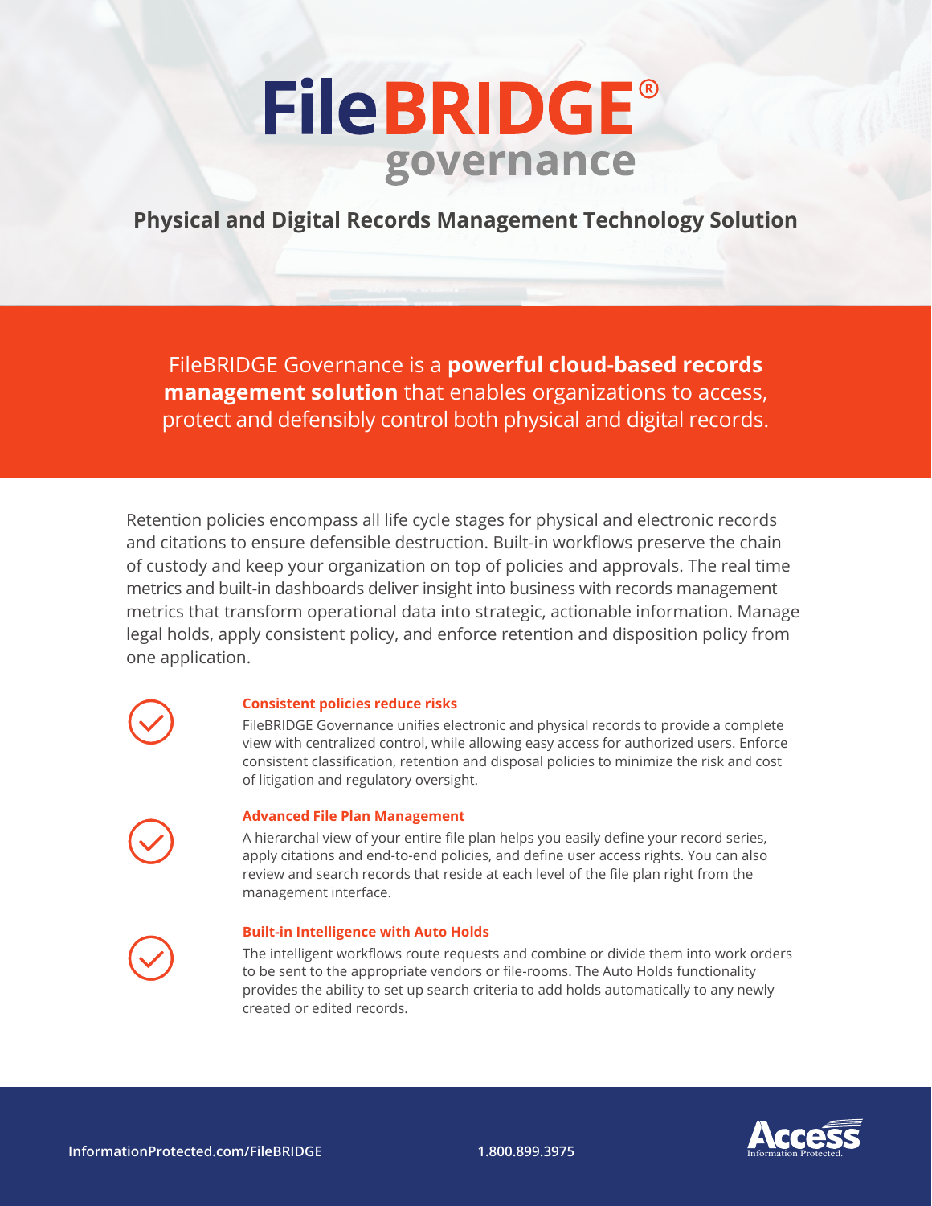# FileBRIDGE® governance

## Physical and Digital Records Management Technology Solution

FileBRIDGE Governance is a **powerful cloud-based records management solution** that enables organizations to access, protect and defensibly control both physical and digital records.

Retention policies encompass all life cycle stages for physical and electronic records and citations to ensure defensible destruction. Built-in workflows preserve the chain of custody and keep your organization on top of policies and approvals. The real time metrics and built-in dashboards deliver insight into business with records management metrics that transform operational data into strategic, actionable information. Manage legal holds, apply consistent policy, and enforce retention and disposition policy from one application.

### Consistent policies reduce risks

FileBRIDGE Governance unifies electronic and physical records to provide a complete view with centralized control, while allowing easy access for authorized users. Enforce consistent classification, retention and disposal policies to minimize the risk and cost of litigation and regulatory oversight.

### Advanced File Plan Management

A hierarchal view of your entire file plan helps you easily define your record series, apply citations and end-to-end policies, and define user access rights. You can also review and search records that reside at each level of the file plan right from the management interface.

### Built-in Intelligence with Auto Holds

The intelligent workflows route requests and combine or divide them into work orders to be sent to the appropriate vendors or file-rooms. The Auto Holds functionality provides the ability to set up search criteria to add holds automatically to any newly created or edited records.

InformationProtected.com/FileBRIDGE

1.800.899.3975

Access Information Protected.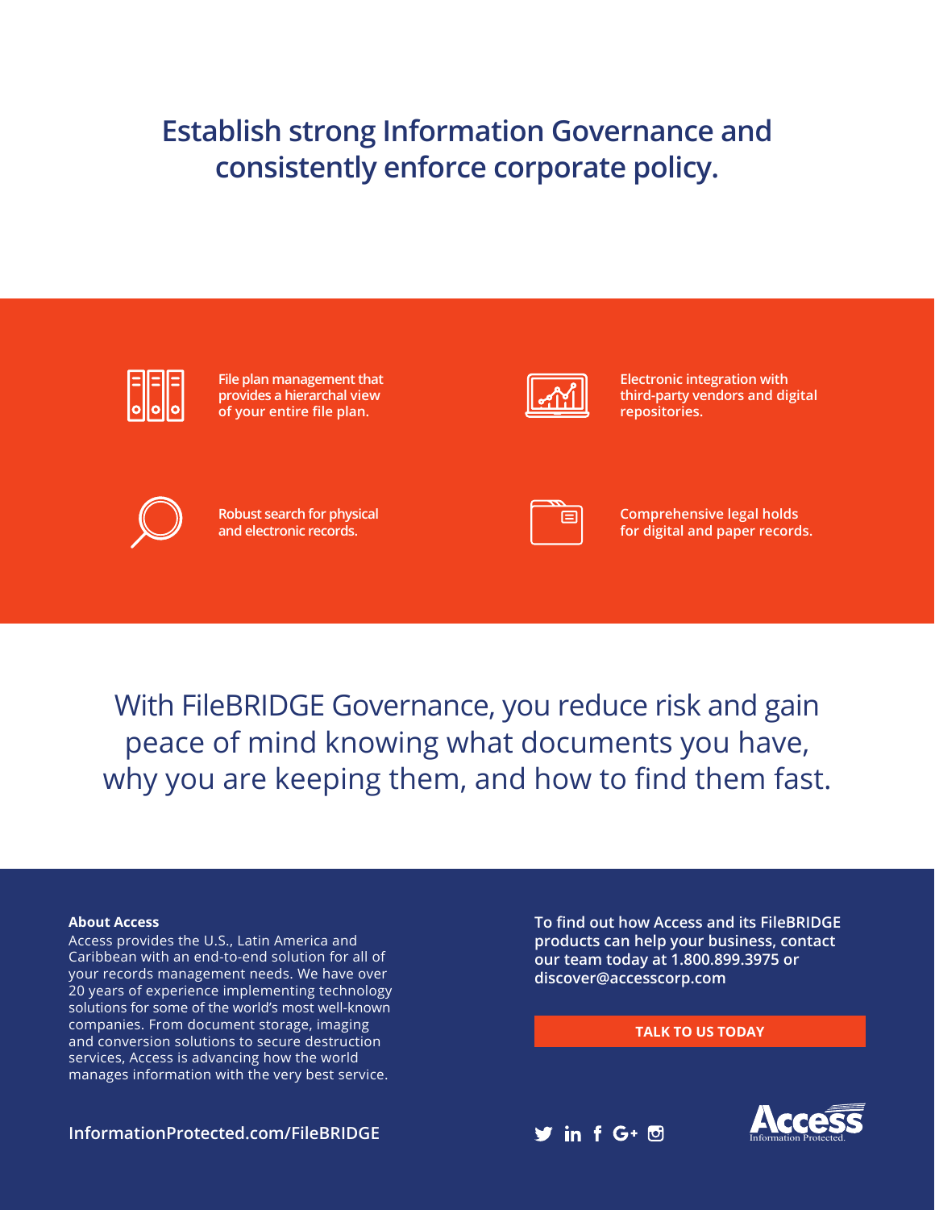## Establish strong Information Governance and consistently enforce corporate policy.

- File plan management that provides a hierarchal view of your entire file plan.
- Electronic integration with third-party vendors and digital repositories.
- Robust search for physical and electronic records.
- Comprehensive legal holds for digital and paper records.

With FileBRIDGE Governance, you reduce risk and gain peace of mind knowing what documents you have, why you are keeping them, and how to find them fast.

**About Access**
Access provides the U.S., Latin America and Caribbean with an end-to-end solution for all of your records management needs. We have over 20 years of experience implementing technology solutions for some of the world's most well-known companies. From document storage, imaging and conversion solutions to secure destruction services, Access is advancing how the world manages information with the very best service.

**To find out how Access and its FileBRIDGE products can help your business, contact our team today at 1.800.899.3975 or discover@accesscorp.com**

**TALK TO US TODAY**

**InformationProtected.com/FileBRIDGE**

Access
Information Protected.